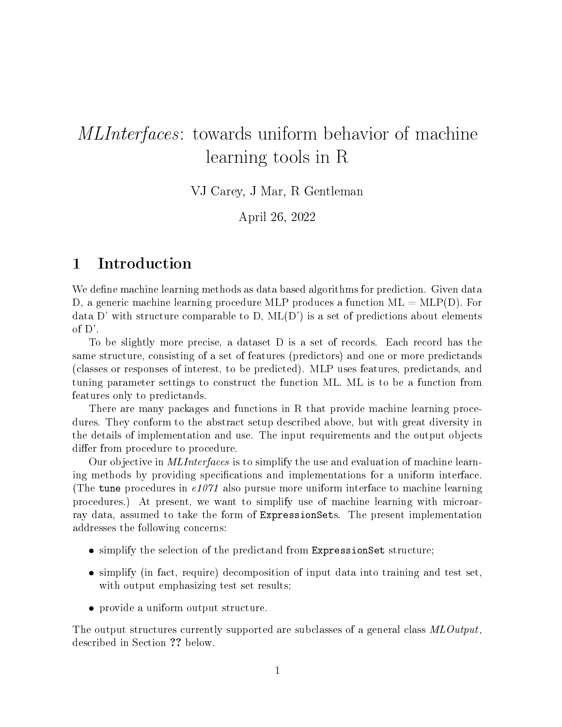# *MLInterfaces*: towards uniform behavior of machine learning tools in R

VJ Carey, J Mar, R Gentleman

April 26, 2022

## 1 Introduction

We define machine learning methods as data based algorithms for prediction. Given data D, a generic machine learning procedure MLP produces a function ML = MLP(D). For data D' with structure comparable to D, ML(D') is a set of predictions about elements of D'.

To be slightly more precise, a dataset D is a set of records. Each record has the same structure, consisting of a set of features (predictors) and one or more predictands (classes or responses of interest, to be predicted). MLP uses features, predictands, and tuning parameter settings to construct the function ML. ML is to be a function from features only to predictands.

There are many packages and functions in R that provide machine learning procedures. They conform to the abstract setup described above, but with great diversity in the details of implementation and use. The input requirements and the output objects differ from procedure to procedure.

Our objective in *MLInterfaces* is to simplify the use and evaluation of machine learning methods by providing specifications and implementations for a uniform interface. (The `tune` procedures in *e1071* also pursue more uniform interface to machine learning procedures.) At present, we want to simplify use of machine learning with microarray data, assumed to take the form of `ExpressionSet`s. The present implementation addresses the following concerns:

- simplify the selection of the predictand from `ExpressionSet` structure;
- simplify (in fact, require) decomposition of input data into training and test set, with output emphasizing test set results;
- provide a uniform output structure.

The output structures currently supported are subclasses of a general class *MLOutput*, described in Section **??** below.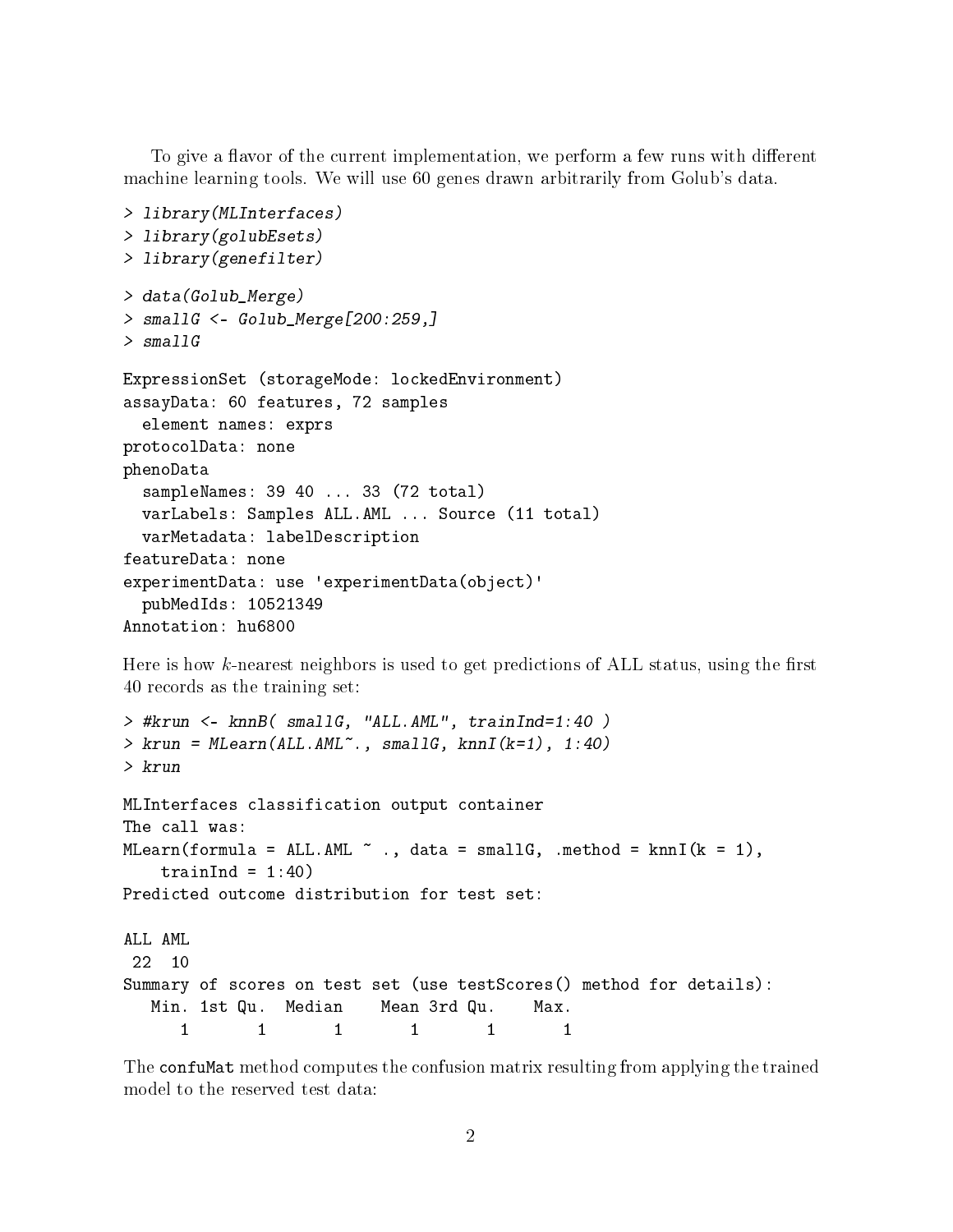To give a flavor of the current implementation, we perform a few runs with different machine learning tools. We will use 60 genes drawn arbitrarily from Golub's data.

```
> library(MLInterfaces)
> library(golubEsets)
> library(genefilter)
```

```
> data(Golub_Merge)
> smallG <- Golub_Merge[200:259,]
> smallG
```

```
ExpressionSet (storageMode: lockedEnvironment)
assayData: 60 features, 72 samples
  element names: exprs
protocolData: none
phenoData
  sampleNames: 39 40 ... 33 (72 total)
  varLabels: Samples ALL.AML ... Source (11 total)
  varMetadata: labelDescription
featureData: none
experimentData: use 'experimentData(object)'
  pubMedIds: 10521349
Annotation: hu6800
```

Here is how $k$-nearest neighbors is used to get predictions of ALL status, using the first 40 records as the training set:

```
> #krun <- knnB( smallG, "ALL.AML", trainInd=1:40 )
> krun = MLearn(ALL.AML~., smallG, knnI(k=1), 1:40)
> krun
```

```
MLInterfaces classification output container
The call was:
MLearn(formula = ALL.AML ~ ., data = smallG, .method = knnI(k = 1),
    trainInd = 1:40)
Predicted outcome distribution for test set:

ALL AML
 22  10
Summary of scores on test set (use testScores() method for details):
   Min. 1st Qu.  Median    Mean 3rd Qu.    Max.
      1       1       1       1       1       1
```

The confuMat method computes the confusion matrix resulting from applying the trained model to the reserved test data: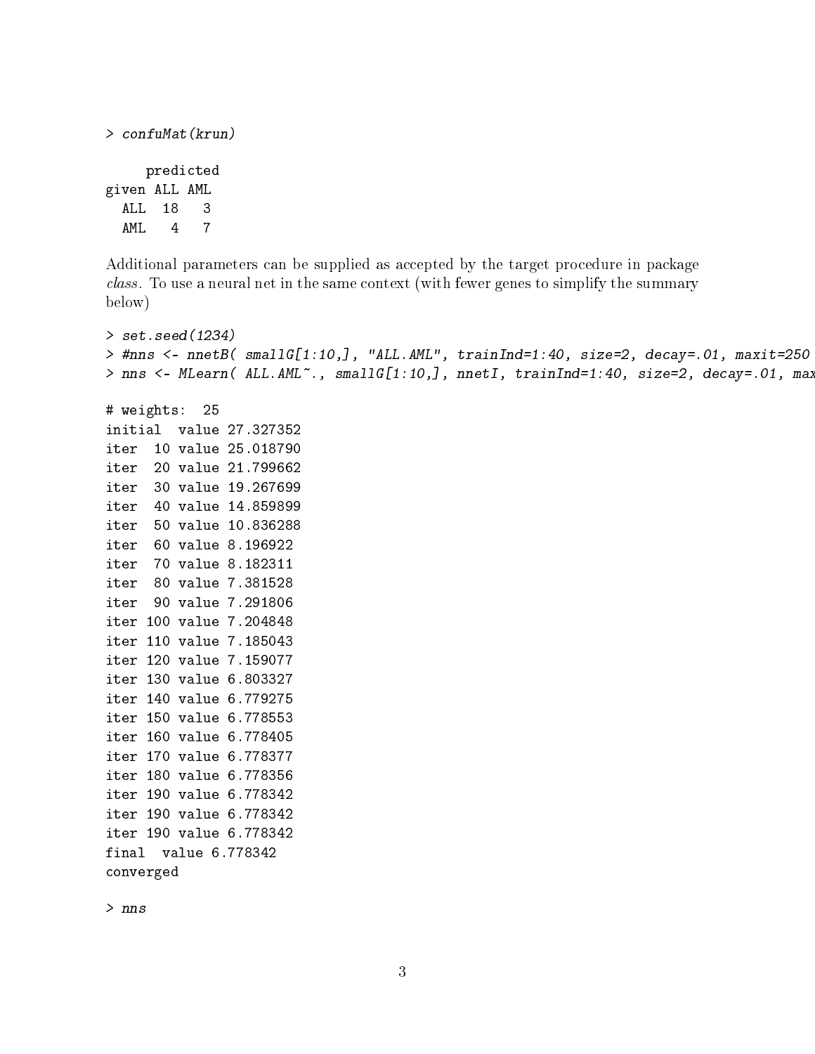```
> confuMat(krun)

     predicted
given ALL AML
  ALL  18   3
  AML   4   7
```

Additional parameters can be supplied as accepted by the target procedure in package *class*. To use a neural net in the same context (with fewer genes to simplify the summary below)

```
> set.seed(1234)
> #nns <- nnetB( smallG[1:10,], "ALL.AML", trainInd=1:40, size=2, decay=.01, maxit=250
> nns <- MLearn( ALL.AML~., smallG[1:10,], nnetI, trainInd=1:40, size=2, decay=.01, max

# weights:  25
initial  value 27.327352
iter  10 value 25.018790
iter  20 value 21.799662
iter  30 value 19.267699
iter  40 value 14.859899
iter  50 value 10.836288
iter  60 value 8.196922
iter  70 value 8.182311
iter  80 value 7.381528
iter  90 value 7.291806
iter 100 value 7.204848
iter 110 value 7.185043
iter 120 value 7.159077
iter 130 value 6.803327
iter 140 value 6.779275
iter 150 value 6.778553
iter 160 value 6.778405
iter 170 value 6.778377
iter 180 value 6.778356
iter 190 value 6.778342
iter 190 value 6.778342
iter 190 value 6.778342
final  value 6.778342
converged

> nns
```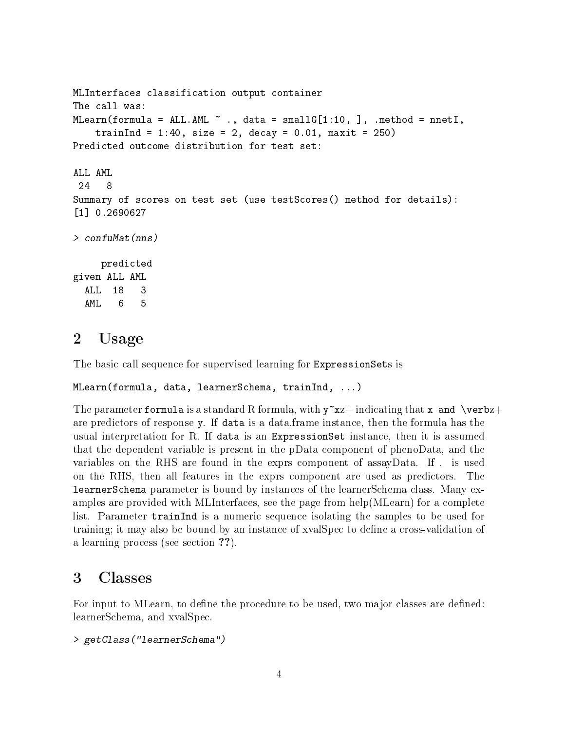```
MLInterfaces classification output container
The call was:
MLearn(formula = ALL.AML ~ ., data = smallG[1:10, ], .method = nnetI,
    trainInd = 1:40, size = 2, decay = 0.01, maxit = 250)
Predicted outcome distribution for test set:

ALL AML
 24   8
Summary of scores on test set (use testScores() method for details):
[1] 0.2690627
```

```
> confuMat(nns)
```

```
     predicted
given ALL AML
  ALL  18   3
  AML   6   5
```

## 2 Usage

The basic call sequence for supervised learning for `ExpressionSet`s is

```
MLearn(formula, data, learnerSchema, trainInd, ...)
```

The parameter `formula` is a standard R formula, with `y~xz`+ indicating that `x and \verbz`+ are predictors of response `y`. If `data` is a data.frame instance, then the formula has the usual interpretation for R. If `data` is an `ExpressionSet` instance, then it is assumed that the dependent variable is present in the pData component of phenoData, and the variables on the RHS are found in the exprs component of assayData. If . is used on the RHS, then all features in the exprs component are used as predictors. The `learnerSchema` parameter is bound by instances of the learnerSchema class. Many examples are provided with MLInterfaces, see the page from help(MLearn) for a complete list. Parameter `trainInd` is a numeric sequence isolating the samples to be used for training; it may also be bound by an instance of xvalSpec to define a cross-validation of a learning process (see section **??**).

## 3 Classes

For input to MLearn, to define the procedure to be used, two major classes are defined: learnerSchema, and xvalSpec.

```
> getClass("learnerSchema")
```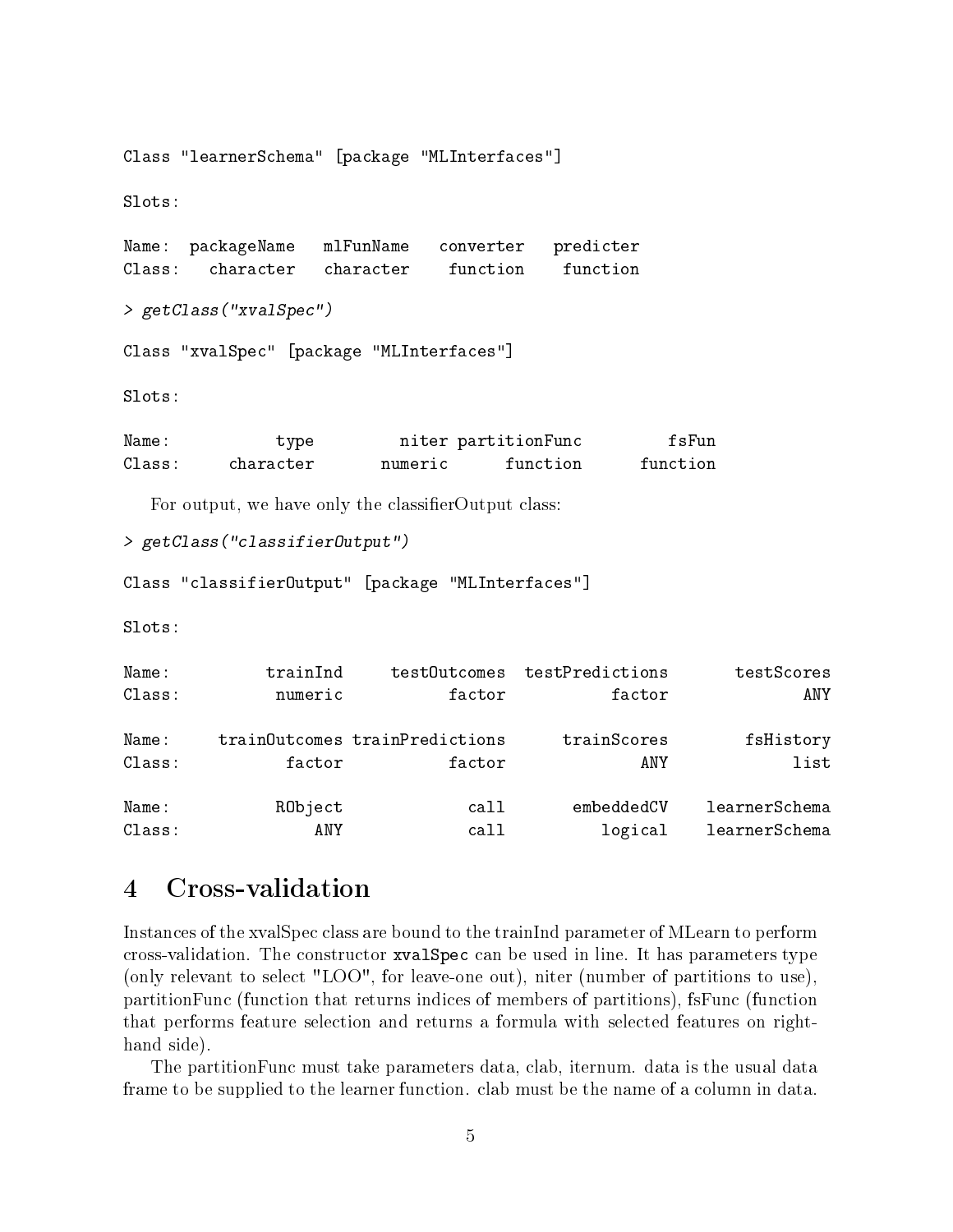```
Class "learnerSchema" [package "MLInterfaces"]

Slots:

Name:  packageName   mlFunName   converter   predicter
Class:   character   character    function    function

> getClass("xvalSpec")

Class "xvalSpec" [package "MLInterfaces"]

Slots:

Name:           type         niter partitionFunc         fsFun
Class:     character       numeric      function      function
```

For output, we have only the classifierOutput class:

```
> getClass("classifierOutput")

Class "classifierOutput" [package "MLInterfaces"]

Slots:

Name:         trainInd     testOutcomes testPredictions       testScores
Class:         numeric           factor          factor              ANY

Name:    trainOutcomes trainPredictions     trainScores        fsHistory
Class:          factor           factor             ANY             list

Name:          RObject             call     embeddedCV    learnerSchema
Class:             ANY             call        logical    learnerSchema
```

## 4 Cross-validation

Instances of the xvalSpec class are bound to the trainInd parameter of MLearn to perform cross-validation. The constructor **xvalSpec** can be used in line. It has parameters type (only relevant to select "LOO", for leave-one out), niter (number of partitions to use), partitionFunc (function that returns indices of members of partitions), fsFunc (function that performs feature selection and returns a formula with selected features on right-hand side).

The partitionFunc must take parameters data, clab, iternum. data is the usual data frame to be supplied to the learner function. clab must be the name of a column in data.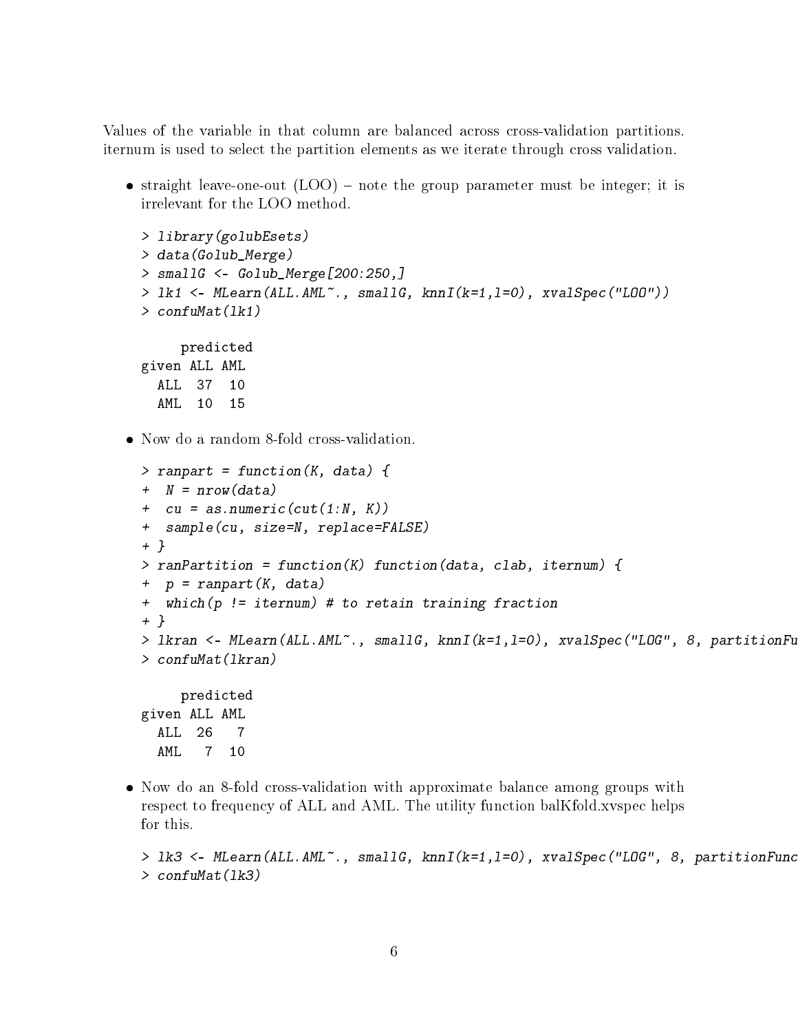Values of the variable in that column are balanced across cross-validation partitions. iternum is used to select the partition elements as we iterate through cross validation.

- straight leave-one-out (LOO) – note the group parameter must be integer; it is irrelevant for the LOO method.

```
> library(golubEsets)
> data(Golub_Merge)
> smallG <- Golub_Merge[200:250,]
> lk1 <- MLearn(ALL.AML~., smallG, knnI(k=1,l=0), xvalSpec("LOO"))
> confuMat(lk1)

     predicted
given ALL AML
  ALL  37  10
  AML  10  15
```

- Now do a random 8-fold cross-validation.

```
> ranpart = function(K, data) {
+  N = nrow(data)
+  cu = as.numeric(cut(1:N, K))
+  sample(cu, size=N, replace=FALSE)
+ }
> ranPartition = function(K) function(data, clab, iternum) {
+  p = ranpart(K, data)
+  which(p != iternum) # to retain training fraction
+ }
> lkran <- MLearn(ALL.AML~., smallG, knnI(k=1,l=0), xvalSpec("LOG", 8, partitionFu
> confuMat(lkran)

     predicted
given ALL AML
  ALL  26   7
  AML   7  10
```

- Now do an 8-fold cross-validation with approximate balance among groups with respect to frequency of ALL and AML. The utility function balKfold.xvspec helps for this.

```
> lk3 <- MLearn(ALL.AML~., smallG, knnI(k=1,l=0), xvalSpec("LOG", 8, partitionFunc
> confuMat(lk3)
```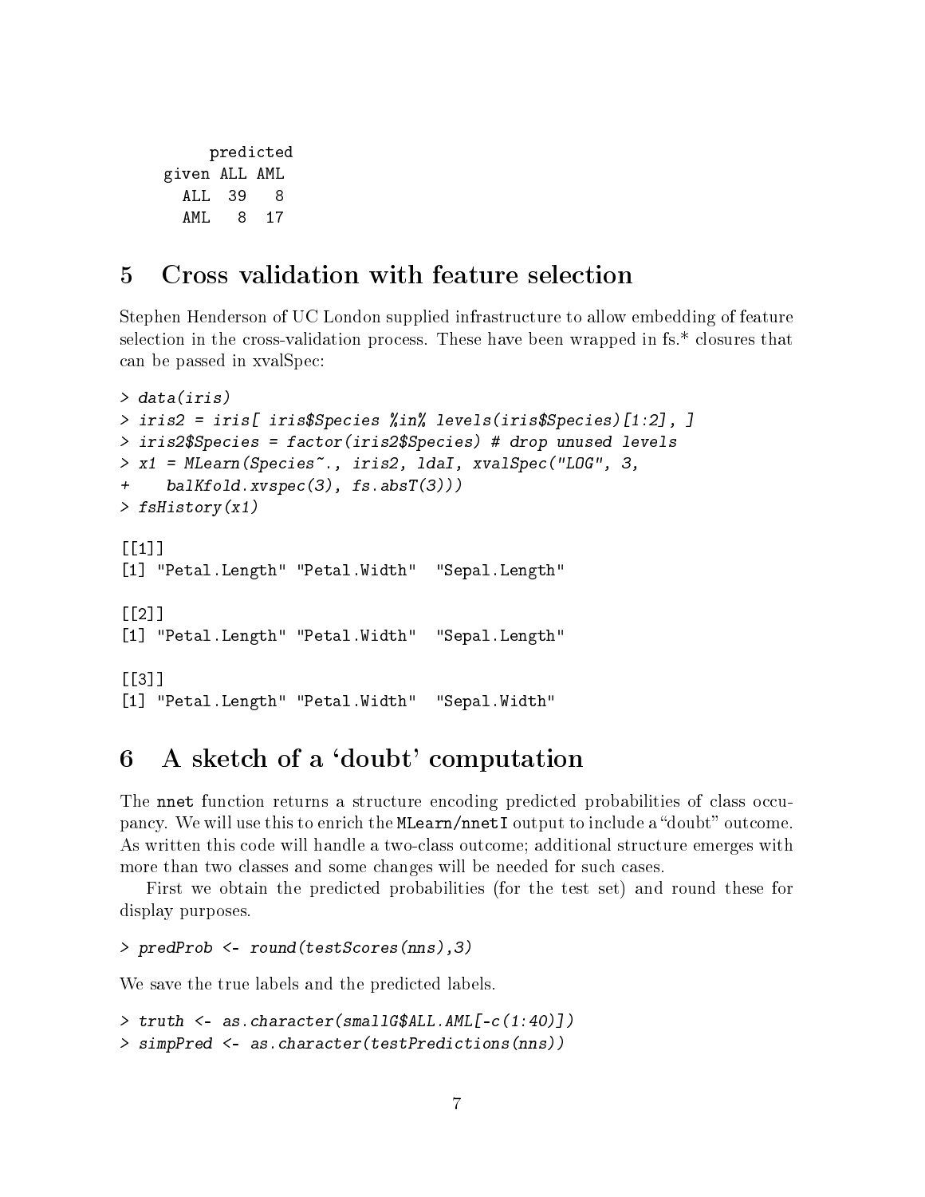```
     predicted
given ALL AML
  ALL  39   8
  AML   8  17
```

## 5 Cross validation with feature selection

Stephen Henderson of UC London supplied infrastructure to allow embedding of feature selection in the cross-validation process. These have been wrapped in fs.* closures that can be passed in xvalSpec:

```
> data(iris)
> iris2 = iris[ iris$Species %in% levels(iris$Species)[1:2], ]
> iris2$Species = factor(iris2$Species) # drop unused levels
> x1 = MLearn(Species~., iris2, ldaI, xvalSpec("LOG", 3,
+     balKfold.xvspec(3), fs.absT(3)))
> fsHistory(x1)

[[1]]
[1] "Petal.Length" "Petal.Width"  "Sepal.Length"

[[2]]
[1] "Petal.Length" "Petal.Width"  "Sepal.Length"

[[3]]
[1] "Petal.Length" "Petal.Width"  "Sepal.Width"
```

## 6 A sketch of a 'doubt' computation

The `nnet` function returns a structure encoding predicted probabilities of class occupancy. We will use this to enrich the `MLearn/nnetI` output to include a "doubt" outcome. As written this code will handle a two-class outcome; additional structure emerges with more than two classes and some changes will be needed for such cases.

First we obtain the predicted probabilities (for the test set) and round these for display purposes.

```
> predProb <- round(testScores(nns),3)
```

We save the true labels and the predicted labels.

```
> truth <- as.character(smallG$ALL.AML[-c(1:40)])
> simpPred <- as.character(testPredictions(nns))
```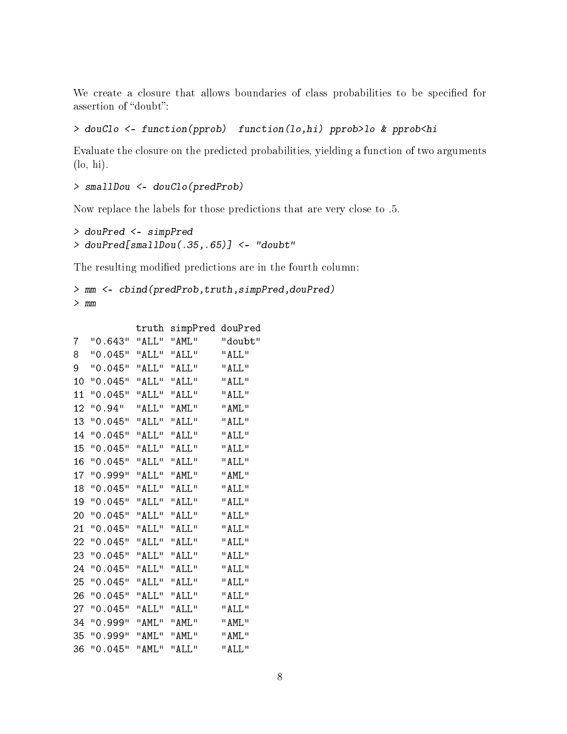We create a closure that allows boundaries of class probabilities to be specified for assertion of "doubt":

```
> douClo <- function(pprob)  function(lo,hi) pprob>lo & pprob<hi
```

Evaluate the closure on the predicted probabilities, yielding a function of two arguments (lo, hi).

```
> smallDou <- douClo(predProb)
```

Now replace the labels for those predictions that are very close to .5.

```
> douPred <- simpPred
> douPred[smallDou(.35,.65)] <- "doubt"
```

The resulting modified predictions are in the fourth column:

```
> mm <- cbind(predProb,truth,simpPred,douPred)
> mm

           truth simpPred douPred
7  "0.643" "ALL" "AML"    "doubt"
8  "0.045" "ALL" "ALL"    "ALL"
9  "0.045" "ALL" "ALL"    "ALL"
10 "0.045" "ALL" "ALL"    "ALL"
11 "0.045" "ALL" "ALL"    "ALL"
12 "0.94"  "ALL" "AML"    "AML"
13 "0.045" "ALL" "ALL"    "ALL"
14 "0.045" "ALL" "ALL"    "ALL"
15 "0.045" "ALL" "ALL"    "ALL"
16 "0.045" "ALL" "ALL"    "ALL"
17 "0.999" "ALL" "AML"    "AML"
18 "0.045" "ALL" "ALL"    "ALL"
19 "0.045" "ALL" "ALL"    "ALL"
20 "0.045" "ALL" "ALL"    "ALL"
21 "0.045" "ALL" "ALL"    "ALL"
22 "0.045" "ALL" "ALL"    "ALL"
23 "0.045" "ALL" "ALL"    "ALL"
24 "0.045" "ALL" "ALL"    "ALL"
25 "0.045" "ALL" "ALL"    "ALL"
26 "0.045" "ALL" "ALL"    "ALL"
27 "0.045" "ALL" "ALL"    "ALL"
34 "0.999" "AML" "AML"    "AML"
35 "0.999" "AML" "AML"    "AML"
36 "0.045" "AML" "ALL"    "ALL"
```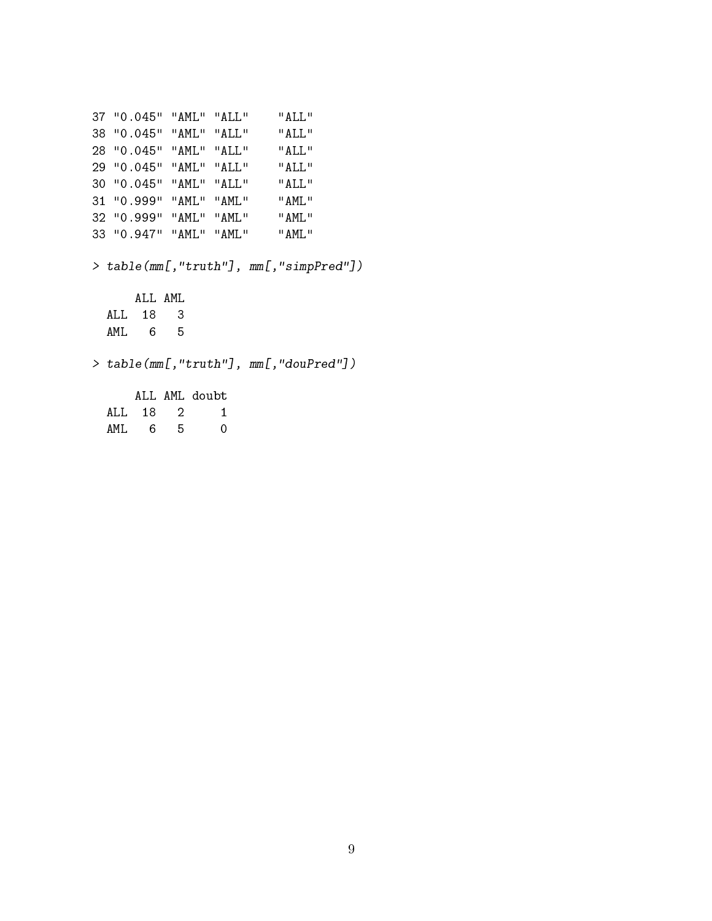```
37 "0.045" "AML" "ALL"    "ALL"
38 "0.045" "AML" "ALL"    "ALL"
28 "0.045" "AML" "ALL"    "ALL"
29 "0.045" "AML" "ALL"    "ALL"
30 "0.045" "AML" "ALL"    "ALL"
31 "0.999" "AML" "AML"    "AML"
32 "0.999" "AML" "AML"    "AML"
33 "0.947" "AML" "AML"    "AML"
```

```
> table(mm[,"truth"], mm[,"simpPred"])

      ALL AML
  ALL  18   3
  AML   6   5

> table(mm[,"truth"], mm[,"douPred"])

      ALL AML doubt
  ALL  18   2     1
  AML   6   5     0
```